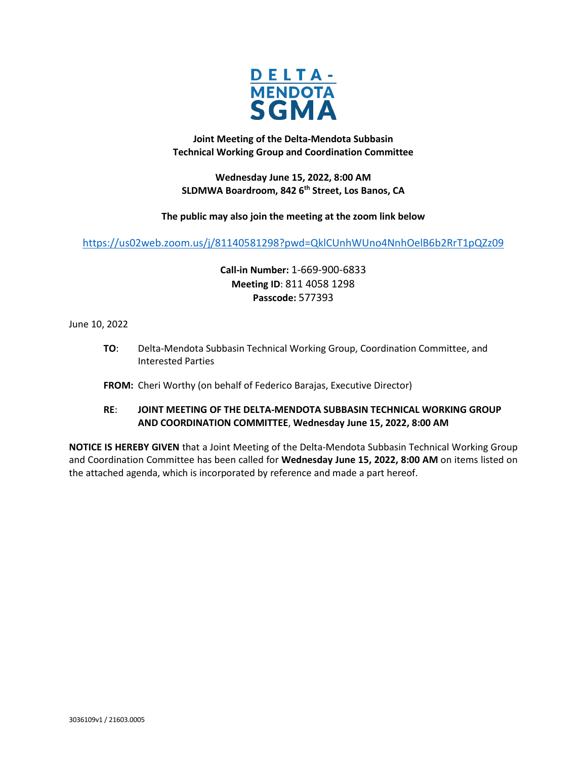DELTA-
MENDOTA
SGMA

**Joint Meeting of the Delta-Mendota Subbasin Technical Working Group and Coordination Committee**

**Wednesday June 15, 2022, 8:00 AM**
**SLDMWA Boardroom, 842 6th Street, Los Banos, CA**

**The public may also join the meeting at the zoom link below**

https://us02web.zoom.us/j/81140581298?pwd=QklCUnhWUno4NnhOelB6b2RrT1pQZz09

**Call-in Number:** 1-669-900-6833
**Meeting ID**: 811 4058 1298
**Passcode:** 577393

June 10, 2022

**TO**: Delta-Mendota Subbasin Technical Working Group, Coordination Committee, and Interested Parties

**FROM:** Cheri Worthy (on behalf of Federico Barajas, Executive Director)

**RE**: **JOINT MEETING OF THE DELTA-MENDOTA SUBBASIN TECHNICAL WORKING GROUP AND COORDINATION COMMITTEE**, **Wednesday June 15, 2022, 8:00 AM**

**NOTICE IS HEREBY GIVEN** that a Joint Meeting of the Delta-Mendota Subbasin Technical Working Group and Coordination Committee has been called for **Wednesday June 15, 2022, 8:00 AM** on items listed on the attached agenda, which is incorporated by reference and made a part hereof.

3036109v1 / 21603.0005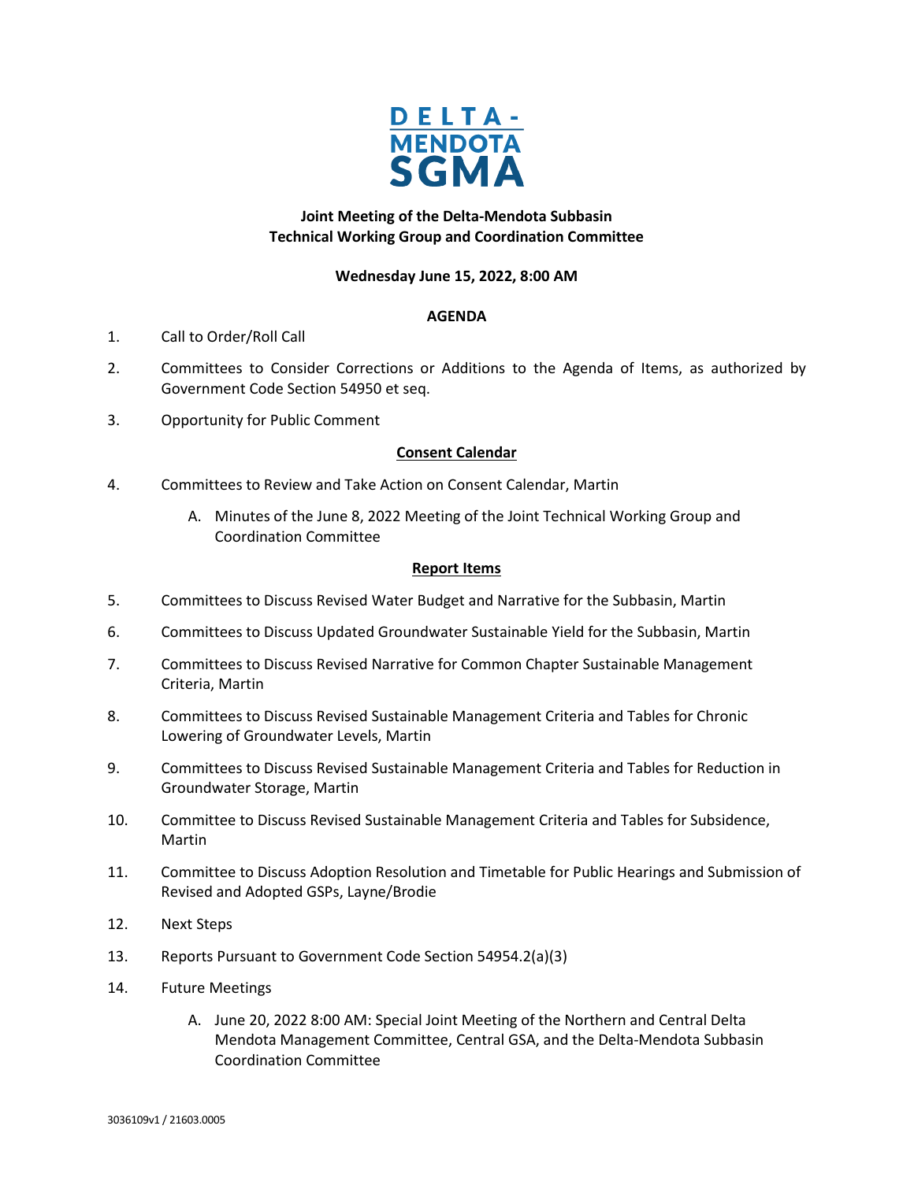DELTA-MENDOTA SGMA

**Joint Meeting of the Delta-Mendota Subbasin**
**Technical Working Group and Coordination Committee**

**Wednesday June 15, 2022, 8:00 AM**

**AGENDA**

1. Call to Order/Roll Call
2. Committees to Consider Corrections or Additions to the Agenda of Items, as authorized by Government Code Section 54950 et seq.
3. Opportunity for Public Comment

**Consent Calendar**

4. Committees to Review and Take Action on Consent Calendar, Martin
   A. Minutes of the June 8, 2022 Meeting of the Joint Technical Working Group and Coordination Committee

**Report Items**

5. Committees to Discuss Revised Water Budget and Narrative for the Subbasin, Martin
6. Committees to Discuss Updated Groundwater Sustainable Yield for the Subbasin, Martin
7. Committees to Discuss Revised Narrative for Common Chapter Sustainable Management Criteria, Martin
8. Committees to Discuss Revised Sustainable Management Criteria and Tables for Chronic Lowering of Groundwater Levels, Martin
9. Committees to Discuss Revised Sustainable Management Criteria and Tables for Reduction in Groundwater Storage, Martin
10. Committee to Discuss Revised Sustainable Management Criteria and Tables for Subsidence, Martin
11. Committee to Discuss Adoption Resolution and Timetable for Public Hearings and Submission of Revised and Adopted GSPs, Layne/Brodie
12. Next Steps
13. Reports Pursuant to Government Code Section 54954.2(a)(3)
14. Future Meetings
   A. June 20, 2022 8:00 AM: Special Joint Meeting of the Northern and Central Delta Mendota Management Committee, Central GSA, and the Delta-Mendota Subbasin Coordination Committee

3036109v1 / 21603.0005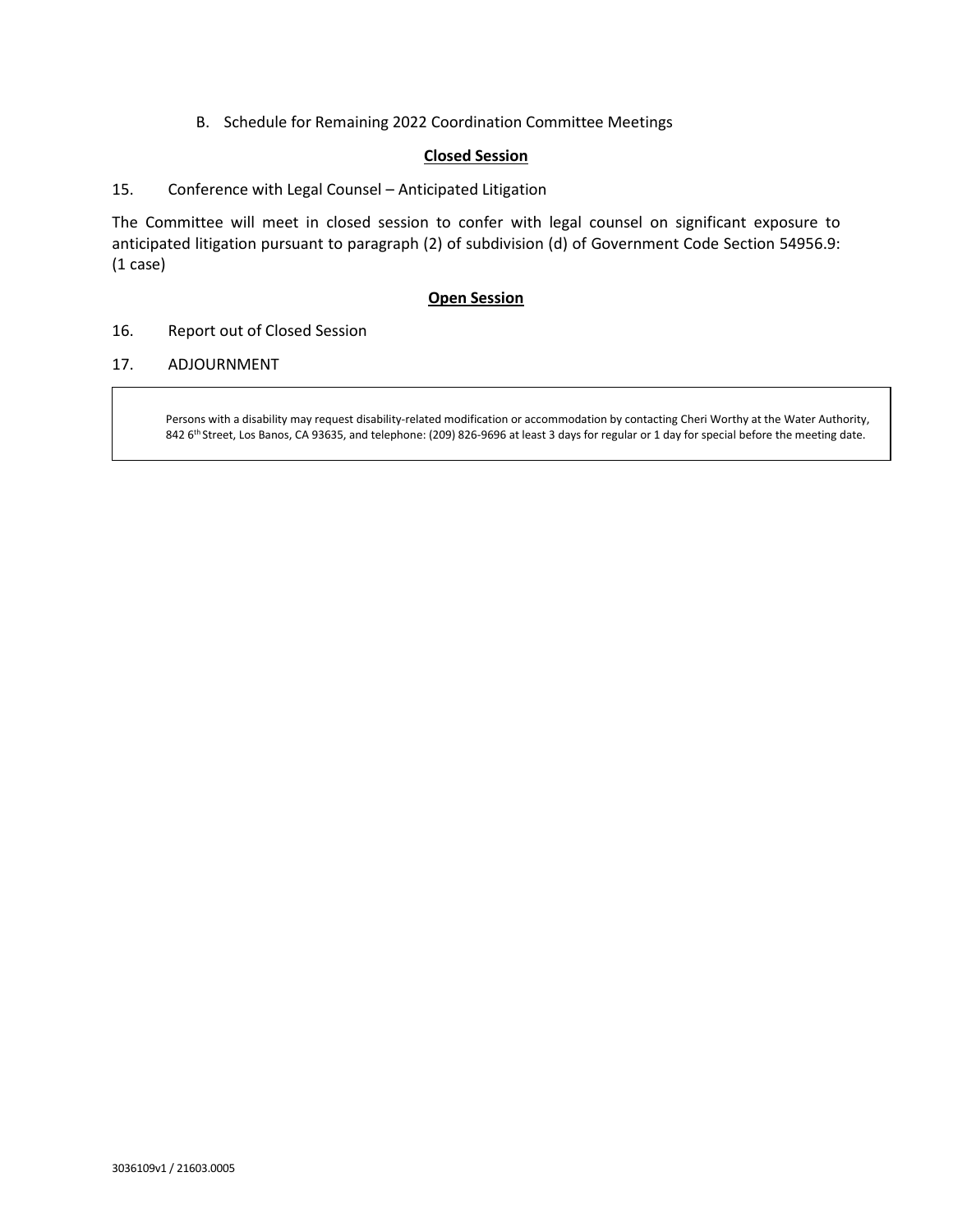B. Schedule for Remaining 2022 Coordination Committee Meetings

**Closed Session**

15. Conference with Legal Counsel – Anticipated Litigation

The Committee will meet in closed session to confer with legal counsel on significant exposure to anticipated litigation pursuant to paragraph (2) of subdivision (d) of Government Code Section 54956.9: (1 case)

**Open Session**

16. Report out of Closed Session

17. ADJOURNMENT

Persons with a disability may request disability-related modification or accommodation by contacting Cheri Worthy at the Water Authority, 842 6th Street, Los Banos, CA 93635, and telephone: (209) 826-9696 at least 3 days for regular or 1 day for special before the meeting date.

3036109v1 / 21603.0005